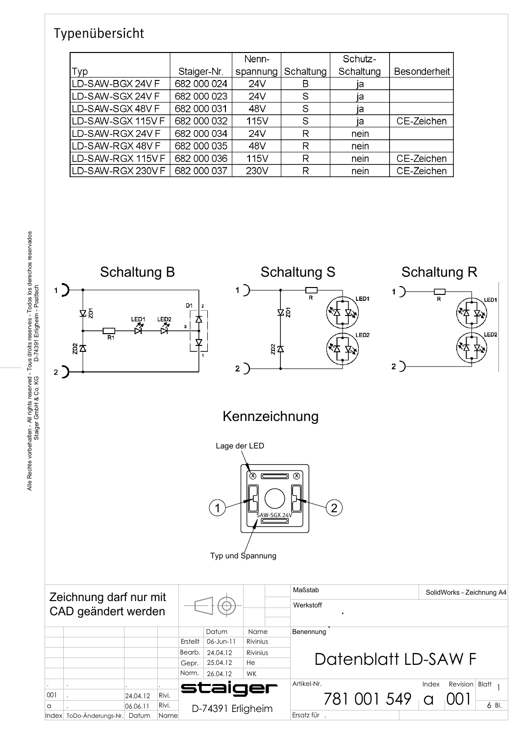# Typenübersicht

| Typ | Staiger-Nr. | Nenn-spannung | Schaltung | Schutz-Schaltung | Besonderheit |
|---|---|---|---|---|---|
| LD-SAW-BGX 24V F | 682 000 024 | 24V | B | ja | |
| LD-SAW-SGX 24V F | 682 000 023 | 24V | S | ja | |
| LD-SAW-SGX 48V F | 682 000 031 | 48V | S | ja | |
| LD-SAW-SGX 115V F | 682 000 032 | 115V | S | ja | CE-Zeichen |
| LD-SAW-RGX 24V F | 682 000 034 | 24V | R | nein | |
| LD-SAW-RGX 48V F | 682 000 035 | 48V | R | nein | |
| LD-SAW-RGX 115V F | 682 000 036 | 115V | R | nein | CE-Zeichen |
| LD-SAW-RGX 230V F | 682 000 037 | 230V | R | nein | CE-Zeichen |

## Schaltung B

1, 2, ZD1, ZD2, R1, LED1, LED2, D1

## Schaltung S

1, 2, ZD1, ZD2, R, LED1, LED2

## Schaltung R

1, 2, R, LED1, LED2

## Kennzeichnung

Lage der LED

1 — 2

SAW-SGX 24V

Typ und Spannung

---

Zeichnung darf nur mit CAD geändert werden

Maßstab | SolidWorks - Zeichnung A4

Werkstoff

Benennung: **Datenblatt LD-SAW F**

| | Datum | Name |
|---|---|---|
| Erstellt | 06-Jun-11 | Rivinius |
| Bearb. | 24.04.12 | Rivinius |
| Gepr. | 25.04.12 | He |
| Norm. | 26.04.12 | WK |

| Index | ToDo-Änderungs-Nr. | Datum | Name |
|---|---|---|---|
| . | . | . | . |
| 001 | . | 24.04.12 | Rivi. |
| a | . | 06.06.11 | Rivi. |

staiger — D-74391 Erligheim

Artikel-Nr.: 781 001 549 | Index: a | Revision: 001 | Blatt 1 | 6 Bl.

Ersatz für .

Alle Rechte vorbehalten - All rights reserved - Tous droits reserves - Todos los derechos reservados
Staiger GmbH & Co. KG D-74391 Erligheim - Postfach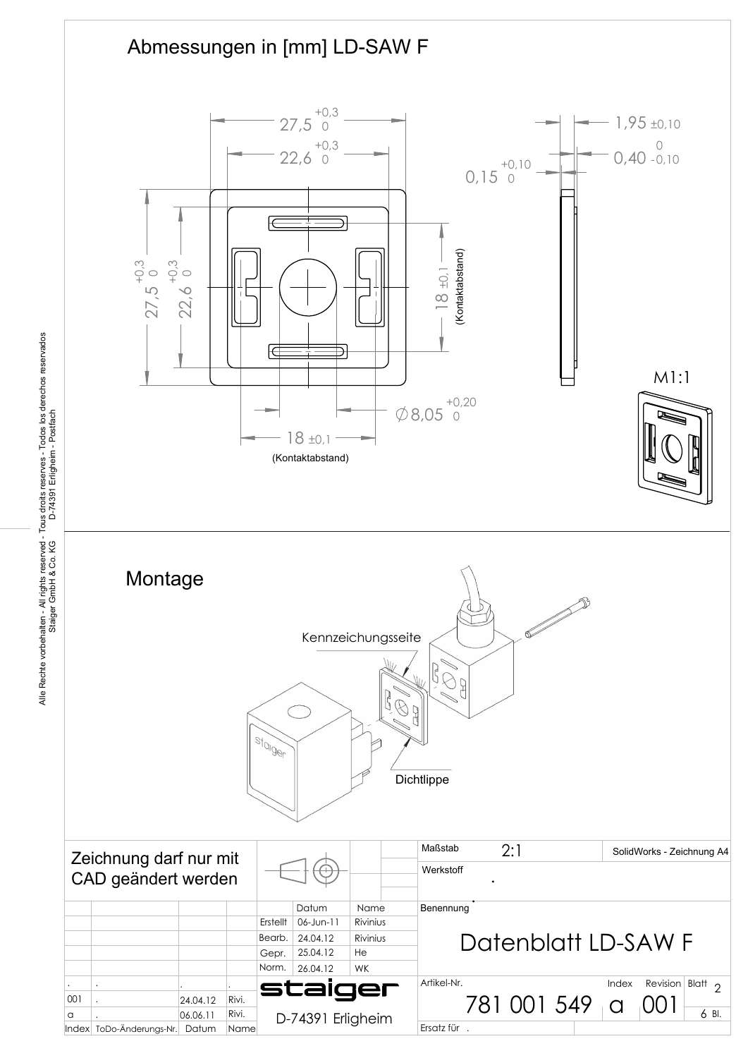# Abmessungen in [mm] LD-SAW F

$27{,}5^{+0{,}3}_{0}$

$22{,}6^{+0{,}3}_{0}$

$27{,}5^{+0{,}3}_{0}$

$22{,}6^{+0{,}3}_{0}$

18 ±0,1 (Kontaktabstand)

18 ±0,1 (Kontaktabstand)

$\varnothing 8{,}05^{+0{,}20}_{0}$

$1{,}95 \pm 0{,}10$

$0{,}40^{0}_{-0{,}10}$

$0{,}15^{+0{,}10}_{0}$

M1:1

## Montage

Kennzeichnungsseite

Dichtlippe

staiger

Alle Rechte vorbehalten - All rights reserved - Tous droits reserves - Todos los derechos reservados
Staiger GmbH & Co. KG D-74391 Erligheim - Postfach

Zeichnung darf nur mit CAD geändert werden

| Maßstab | 2:1 | SolidWorks - Zeichnung A4 |
|---|---|---|
| Werkstoff | . | |

| | Datum | Name |
|---|---|---|
| Erstellt | 06-Jun-11 | Rivinius |
| Bearb. | 24.04.12 | Rivinius |
| Gepr. | 25.04.12 | He |
| Norm. | 26.04.12 | WK |

Benennung: Datenblatt LD-SAW F

| Index | ToDo-Änderungs-Nr. | Datum | Name |
|---|---|---|---|
| . | . | . | . |
| 001 | . | 24.04.12 | Rivi. |
| a | . | 06.06.11 | Rivi. |

staiger
D-74391 Erligheim

| Artikel-Nr. | Index | Revision | Blatt |
|---|---|---|---|
| 781 001 549 | a | 001 | 2 / 6 Bl. |

Ersatz für .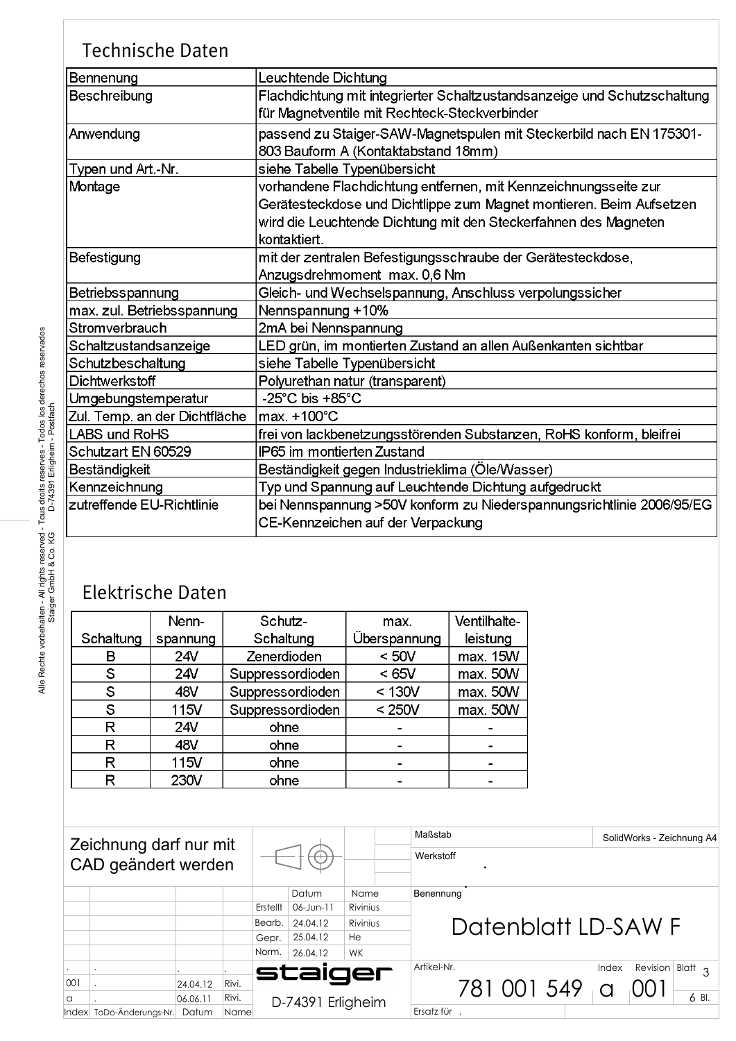## Technische Daten

| | |
|---|---|
| Bennenung | Leuchtende Dichtung |
| Beschreibung | Flachdichtung mit integrierter Schaltzustandsanzeige und Schutzschaltung für Magnetventile mit Rechteck-Steckverbinder |
| Anwendung | passend zu Staiger-SAW-Magnetspulen mit Steckerbild nach EN 175301-803 Bauform A (Kontaktabstand 18mm) |
| Typen und Art.-Nr. | siehe Tabelle Typenübersicht |
| Montage | vorhandene Flachdichtung entfernen, mit Kennzeichnungsseite zur Gerätesteckdose und Dichtlippe zum Magnet montieren. Beim Aufsetzen wird die Leuchtende Dichtung mit den Steckerfahnen des Magneten kontaktiert. |
| Befestigung | mit der zentralen Befestigungsschraube der Gerätesteckdose, Anzugsdrehmoment max. 0,6 Nm |
| Betriebsspannung | Gleich- und Wechselspannung, Anschluss verpolungssicher |
| max. zul. Betriebsspannung | Nennspannung +10% |
| Stromverbrauch | 2mA bei Nennspannung |
| Schaltzustandsanzeige | LED grün, im montierten Zustand an allen Außenkanten sichtbar |
| Schutzbeschaltung | siehe Tabelle Typenübersicht |
| Dichtwerkstoff | Polyurethan natur (transparent) |
| Umgebungstemperatur | -25°C bis +85°C |
| Zul. Temp. an der Dichtfläche | max. +100°C |
| LABS und RoHS | frei von lackbenetzungsstörenden Substanzen, RoHS konform, bleifrei |
| Schutzart EN 60529 | IP65 im montierten Zustand |
| Beständigkeit | Beständigkeit gegen Industrieklima (Öle/Wasser) |
| Kennzeichnung | Typ und Spannung auf Leuchtende Dichtung aufgedruckt |
| zutreffende EU-Richtlinie | bei Nennspannung >50V konform zu Niederspannungsrichtlinie 2006/95/EG CE-Kennzeichen auf der Verpackung |

## Elektrische Daten

| Schaltung | Nenn-spannung | Schutz-Schaltung | max. Überspannung | Ventilhalte-leistung |
|---|---|---|---|---|
| B | 24V | Zenerdioden | < 50V | max. 15W |
| S | 24V | Suppressordioden | < 65V | max. 50W |
| S | 48V | Suppressordioden | < 130V | max. 50W |
| S | 115V | Suppressordioden | < 250V | max. 50W |
| R | 24V | ohne | - | - |
| R | 48V | ohne | - | - |
| R | 115V | ohne | - | - |
| R | 230V | ohne | - | - |

Zeichnung darf nur mit CAD geändert werden

| | Datum | Name |
|---|---|---|
| Erstellt | 06-Jun-11 | Rivinius |
| Bearb. | 24.04.12 | Rivinius |
| Gepr. | 25.04.12 | He |
| Norm. | 26.04.12 | WK |

| Index | ToDo-Änderungs-Nr. | Datum | Name |
|---|---|---|---|
| 001 | . | 24.04.12 | Rivi. |
| a | . | 06.06.11 | Rivi. |

staiger
D-74391 Erligheim

Maßstab | SolidWorks - Zeichnung A4
Werkstoff
Benennung: Datenblatt LD-SAW F
Artikel-Nr.: 781 001 549 | Index: a | Revision: 001 | Blatt 3 / 6 Bl.
Ersatz für .

Alle Rechte vorbehalten - All rights reserved - Tous droits reserves - Todos los derechos reservados
Staiger GmbH & Co. KG D-74391 Erligheim - Postfach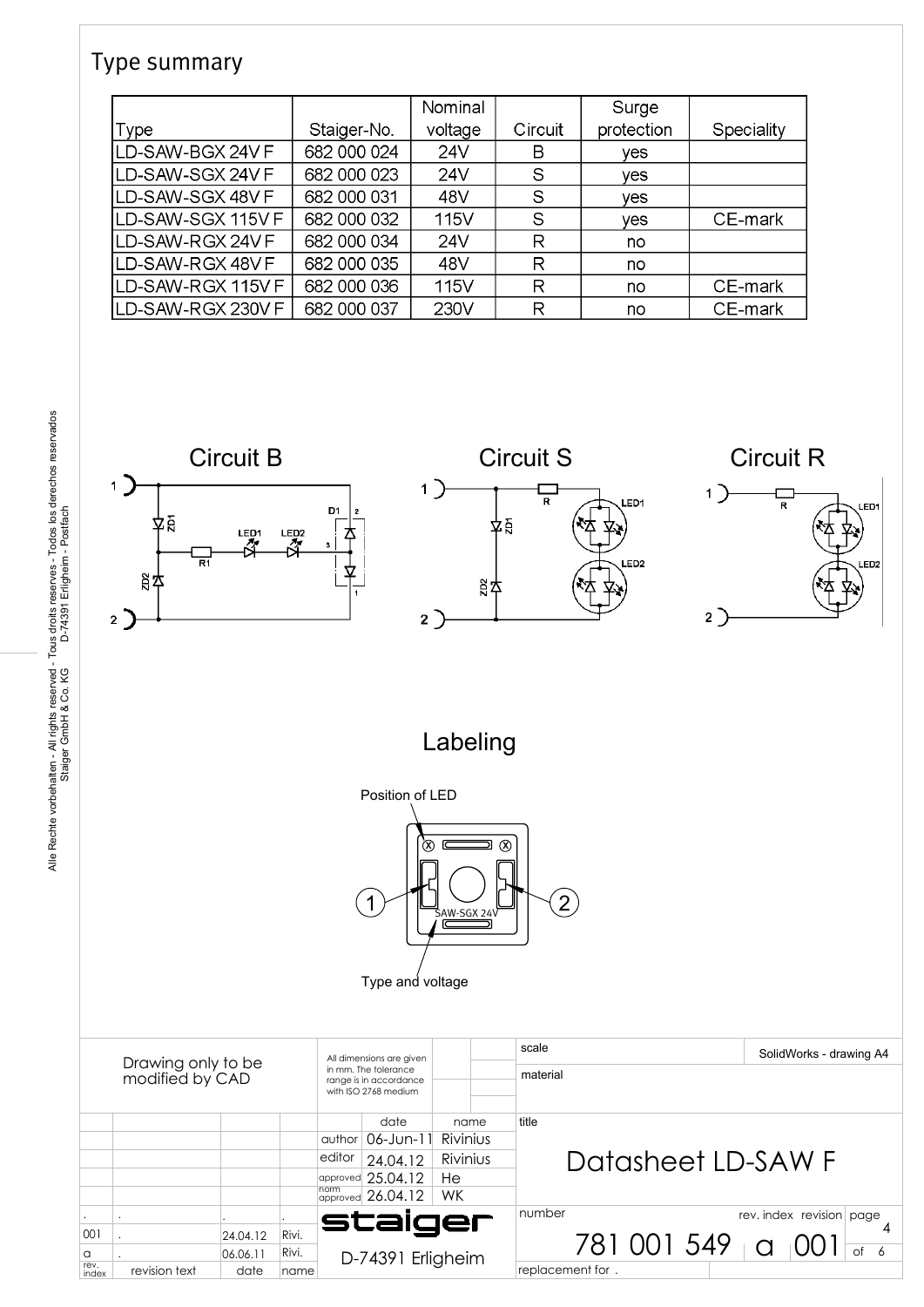## Type summary

| Type | Staiger-No. | Nominal voltage | Circuit | Surge protection | Speciality |
|---|---|---|---|---|---|
| LD-SAW-BGX 24V F | 682 000 024 | 24V | B | yes | |
| LD-SAW-SGX 24V F | 682 000 023 | 24V | S | yes | |
| LD-SAW-SGX 48V F | 682 000 031 | 48V | S | yes | |
| LD-SAW-SGX 115V F | 682 000 032 | 115V | S | yes | CE-mark |
| LD-SAW-RGX 24V F | 682 000 034 | 24V | R | no | |
| LD-SAW-RGX 48V F | 682 000 035 | 48V | R | no | |
| LD-SAW-RGX 115V F | 682 000 036 | 115V | R | no | CE-mark |
| LD-SAW-RGX 230V F | 682 000 037 | 230V | R | no | CE-mark |

Circuit B

Circuit S

Circuit R

## Labeling

Position of LED

SAW-SGX 24V

Type and voltage

Alle Rechte vorbehalten - All rights reserved - Tous droits reserves - Todos los derechos reservados
Staiger GmbH & Co. KG D-74391 Erligheim - Postfach

| Drawing only to be modified by CAD | All dimensions are given in mm. The tolerance range is in accordance with ISO 2768 medium | scale: SolidWorks - drawing A4 |
|---|---|---|
| | | material |

| | date | name |
|---|---|---|
| author | 06-Jun-11 | Rivinius |
| editor | 24.04.12 | Rivinius |
| approved | 25.04.12 | He |
| norm approved | 26.04.12 | WK |

| rev. index | revision text | date | name |
|---|---|---|---|
| . | . | . | . |
| 001 | . | 24.04.12 | Rivi. |
| a | . | 06.06.11 | Rivi. |

staiger
D-74391 Erligheim

title: Datasheet LD-SAW F

number: 781 001 549 | rev. index: a | revision: 001

replacement for .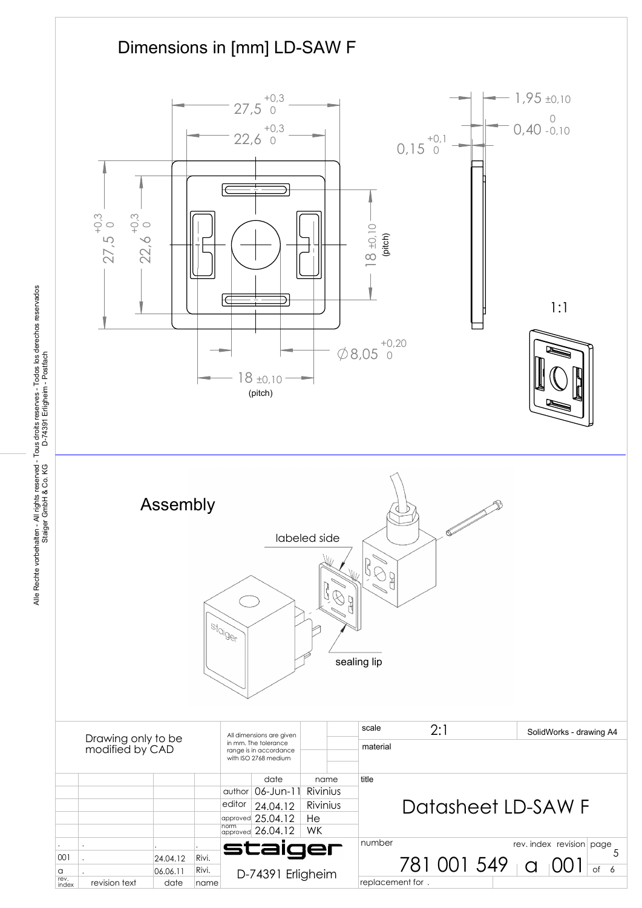# Dimensions in [mm] LD-SAW F

$27,5\ ^{+0,3}_{0}$

$22,6\ ^{+0,3}_{0}$

$1,95 \pm 0,10$

$0,40\ ^{0}_{-0,10}$

$0,15\ ^{+0,1}_{0}$

$27,5\ ^{+0,3}_{0}$

$22,6\ ^{+0,3}_{0}$

$18 \pm 0,10$ (pitch)

$\varnothing 8,05\ ^{+0,20}_{0}$

$18 \pm 0,10$ (pitch)

1:1

## Assembly

labeled side

sealing lip

staiger

| Drawing only to be modified by CAD | | | | All dimensions are given in mm. The tolerance range is in accordance with ISO 2768 medium | | | scale | 2:1 | SolidWorks - drawing A4 |
|---|---|---|---|---|---|---|---|---|---|
| | | | | | | | material | | |
| | | | | | date | name | title | | |
| | | | | author | 06-Jun-11 | Rivinius | Datasheet LD-SAW F | | |
| | | | | editor | 24.04.12 | Rivinius | | | |
| | | | | approved | 25.04.12 | He | | | |
| | | | | norm approved | 26.04.12 | WK | | | |
| . | . | . | . | staiger | | | number | rev. index revision | page 5 |
| 001 | . | 24.04.12 | Rivi. | | | | 781 001 549 | a 001 | of 6 |
| a | . | 06.06.11 | Rivi. | D-74391 Erligheim | | | | | |
| rev. index | revision text | date | name | | | | replacement for . | | |

Alle Rechte vorbehalten - All rights reserved - Tous droits reserves - Todos los derechos reservados
Staiger GmbH & Co. KG D-74391 Erligheim - Postfach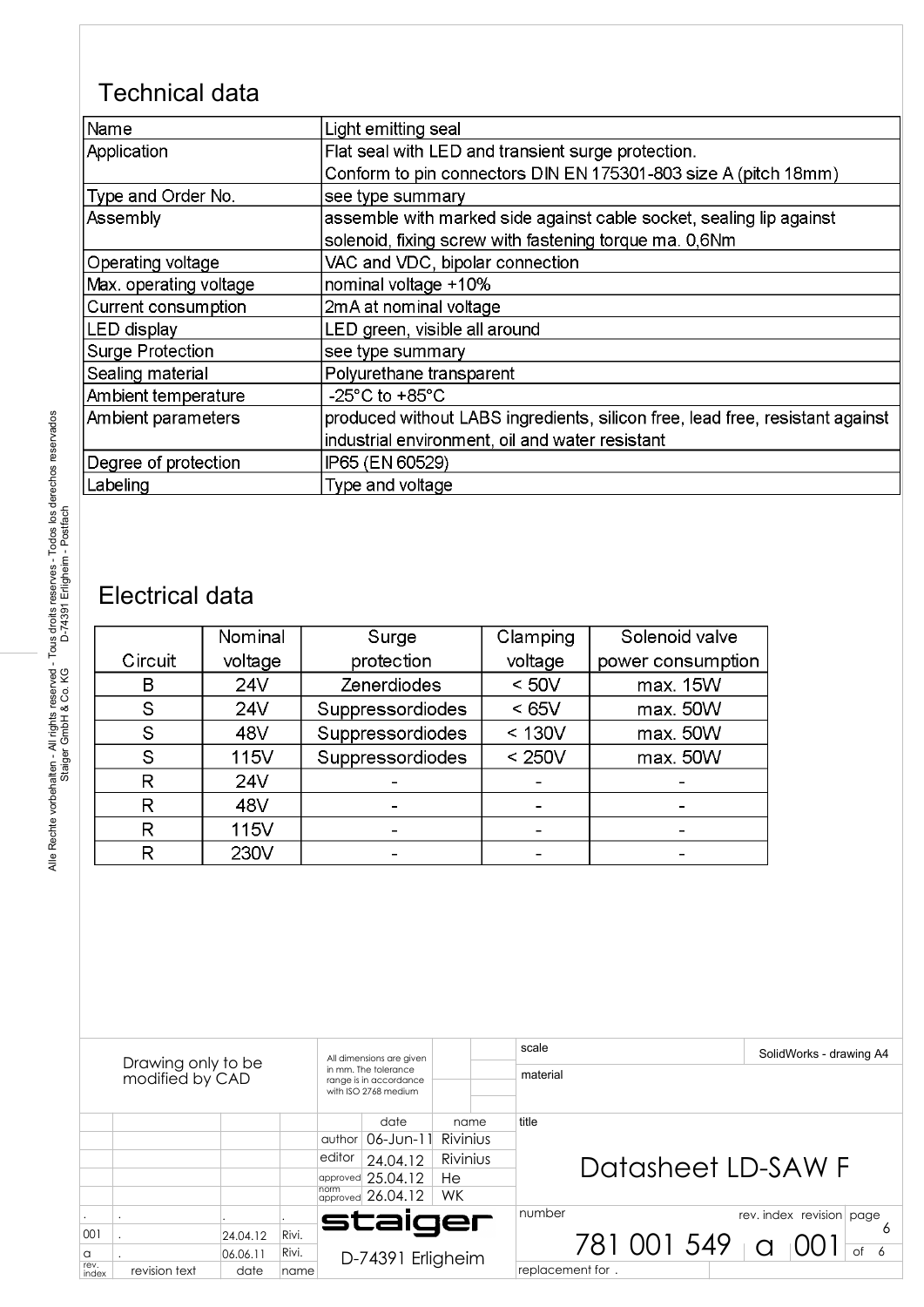## Technical data

| | |
|---|---|
| Name | Light emitting seal |
| Application | Flat seal with LED and transient surge protection.<br>Conform to pin connectors DIN EN 175301-803 size A (pitch 18mm) |
| Type and Order No. | see type summary |
| Assembly | assemble with marked side against cable socket, sealing lip against solenoid, fixing screw with fastening torque ma. 0,6Nm |
| Operating voltage | VAC and VDC, bipolar connection |
| Max. operating voltage | nominal voltage +10% |
| Current consumption | 2mA at nominal voltage |
| LED display | LED green, visible all around |
| Surge Protection | see type summary |
| Sealing material | Polyurethane transparent |
| Ambient temperature | -25°C to +85°C |
| Ambient parameters | produced without LABS ingredients, silicon free, lead free, resistant against industrial environment, oil and water resistant |
| Degree of protection | IP65 (EN 60529) |
| Labeling | Type and voltage |

## Electrical data

| Circuit | Nominal voltage | Surge protection | Clamping voltage | Solenoid valve power consumption |
|---|---|---|---|---|
| B | 24V | Zenerdiodes | < 50V | max. 15W |
| S | 24V | Suppressordiodes | < 65V | max. 50W |
| S | 48V | Suppressordiodes | < 130V | max. 50W |
| S | 115V | Suppressordiodes | < 250V | max. 50W |
| R | 24V | - | - | - |
| R | 48V | - | - | - |
| R | 115V | - | - | - |
| R | 230V | - | - | - |

Alle Rechte vorbehalten - All rights reserved - Tous droits reserves - Todos los derechos reservados
Staiger GmbH & Co. KG D-74391 Erligheim - Postfach

Drawing only to be modified by CAD

All dimensions are given in mm. The tolerance range is in accordance with ISO 2768 medium

scale: SolidWorks - drawing A4

material

| | date | name |
|---|---|---|
| author | 06-Jun-11 | Rivinius |
| editor | 24.04.12 | Rivinius |
| approved | 25.04.12 | He |
| norm approved | 26.04.12 | WK |

title: Datasheet LD-SAW F

| rev. index | revision text | date | name |
|---|---|---|---|
| . | . | . | . |
| 001 | . | 24.04.12 | Rivi. |
| a | . | 06.06.11 | Rivi. |

staiger
D-74391 Erligheim

number: 781 001 549 — rev. index: a — revision: 001

replacement for .